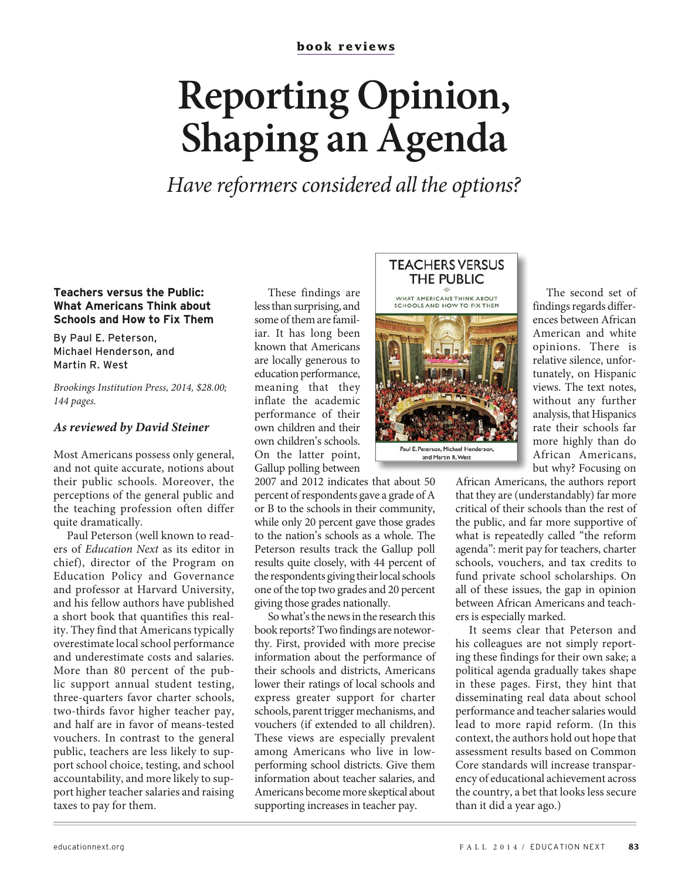book reviews

# Reporting Opinion, Shaping an Agenda

*Have reformers considered all the options?*

**Teachers versus the Public: What Americans Think about Schools and How to Fix Them**

By Paul E. Peterson, Michael Henderson, and Martin R. West

*Brookings Institution Press, 2014, $28.00; 144 pages.*

***As reviewed by David Steiner***

Most Americans possess only general, and not quite accurate, notions about their public schools. Moreover, the perceptions of the general public and the teaching profession often differ quite dramatically.

Paul Peterson (well known to readers of *Education Next* as its editor in chief), director of the Program on Education Policy and Governance and professor at Harvard University, and his fellow authors have published a short book that quantifies this reality. They find that Americans typically overestimate local school performance and underestimate costs and salaries. More than 80 percent of the public support annual student testing, three-quarters favor charter schools, two-thirds favor higher teacher pay, and half are in favor of means-tested vouchers. In contrast to the general public, teachers are less likely to support school choice, testing, and school accountability, and more likely to support higher teacher salaries and raising taxes to pay for them.

These findings are less than surprising, and some of them are familiar. It has long been known that Americans are locally generous to education performance, meaning that they inflate the academic performance of their own children and their own children's schools. On the latter point, Gallup polling between 2007 and 2012 indicates that about 50 percent of respondents gave a grade of A or B to the schools in their community, while only 20 percent gave those grades to the nation's schools as a whole. The Peterson results track the Gallup poll results quite closely, with 44 percent of the respondents giving their local schools one of the top two grades and 20 percent giving those grades nationally.

So what's the news in the research this book reports? Two findings are noteworthy. First, provided with more precise information about the performance of their schools and districts, Americans lower their ratings of local schools and express greater support for charter schools, parent trigger mechanisms, and vouchers (if extended to all children). These views are especially prevalent among Americans who live in low-performing school districts. Give them information about teacher salaries, and Americans become more skeptical about supporting increases in teacher pay.

The second set of findings regards differences between African American and white opinions. There is relative silence, unfortunately, on Hispanic views. The text notes, without any further analysis, that Hispanics rate their schools far more highly than do African Americans, but why? Focusing on African Americans, the authors report that they are (understandably) far more critical of their schools than the rest of the public, and far more supportive of what is repeatedly called "the reform agenda": merit pay for teachers, charter schools, vouchers, and tax credits to fund private school scholarships. On all of these issues, the gap in opinion between African Americans and teachers is especially marked.

It seems clear that Peterson and his colleagues are not simply reporting these findings for their own sake; a political agenda gradually takes shape in these pages. First, they hint that disseminating real data about school performance and teacher salaries would lead to more rapid reform. (In this context, the authors hold out hope that assessment results based on Common Core standards will increase transparency of educational achievement across the country, a bet that looks less secure than it did a year ago.)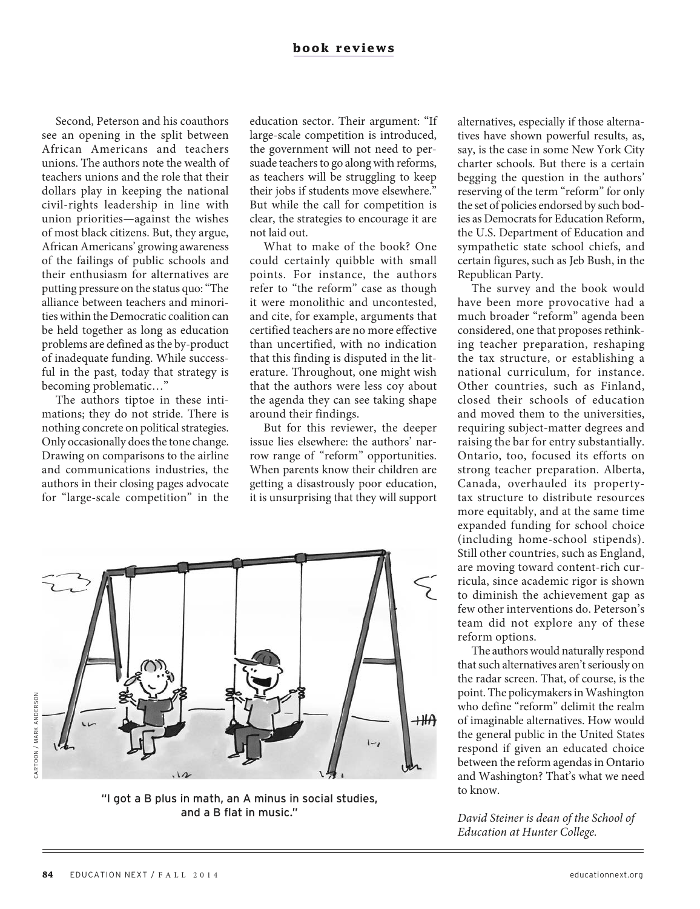Second, Peterson and his coauthors see an opening in the split between African Americans and teachers unions. The authors note the wealth of teachers unions and the role that their dollars play in keeping the national civil-rights leadership in line with union priorities—against the wishes of most black citizens. But, they argue, African Americans' growing awareness of the failings of public schools and their enthusiasm for alternatives are putting pressure on the status quo: "The alliance between teachers and minorities within the Democratic coalition can be held together as long as education problems are defined as the by-product of inadequate funding. While successful in the past, today that strategy is becoming problematic…"

The authors tiptoe in these intimations; they do not stride. There is nothing concrete on political strategies. Only occasionally does the tone change. Drawing on comparisons to the airline and communications industries, the authors in their closing pages advocate for "large-scale competition" in the education sector. Their argument: "If large-scale competition is introduced, the government will not need to persuade teachers to go along with reforms, as teachers will be struggling to keep their jobs if students move elsewhere." But while the call for competition is clear, the strategies to encourage it are not laid out.

What to make of the book? One could certainly quibble with small points. For instance, the authors refer to "the reform" case as though it were monolithic and uncontested, and cite, for example, arguments that certified teachers are no more effective than uncertified, with no indication that this finding is disputed in the literature. Throughout, one might wish that the authors were less coy about the agenda they can see taking shape around their findings.

But for this reviewer, the deeper issue lies elsewhere: the authors' narrow range of "reform" opportunities. When parents know their children are getting a disastrously poor education, it is unsurprising that they will support alternatives, especially if those alternatives have shown powerful results, as, say, is the case in some New York City charter schools. But there is a certain begging the question in the authors' reserving of the term "reform" for only the set of policies endorsed by such bodies as Democrats for Education Reform, the U.S. Department of Education and sympathetic state school chiefs, and certain figures, such as Jeb Bush, in the Republican Party.

The survey and the book would have been more provocative had a much broader "reform" agenda been considered, one that proposes rethinking teacher preparation, reshaping the tax structure, or establishing a national curriculum, for instance. Other countries, such as Finland, closed their schools of education and moved them to the universities, requiring subject-matter degrees and raising the bar for entry substantially. Ontario, too, focused its efforts on strong teacher preparation. Alberta, Canada, overhauled its property-tax structure to distribute resources more equitably, and at the same time expanded funding for school choice (including home-school stipends). Still other countries, such as England, are moving toward content-rich curricula, since academic rigor is shown to diminish the achievement gap as few other interventions do. Peterson's team did not explore any of these reform options.

The authors would naturally respond that such alternatives aren't seriously on the radar screen. That, of course, is the point. The policymakers in Washington who define "reform" delimit the realm of imaginable alternatives. How would the general public in the United States respond if given an educated choice between the reform agendas in Ontario and Washington? That's what we need to know.

*David Steiner is dean of the School of Education at Hunter College.*

CARTOON / MARK ANDERSON

"I got a B plus in math, an A minus in social studies, and a B flat in music."